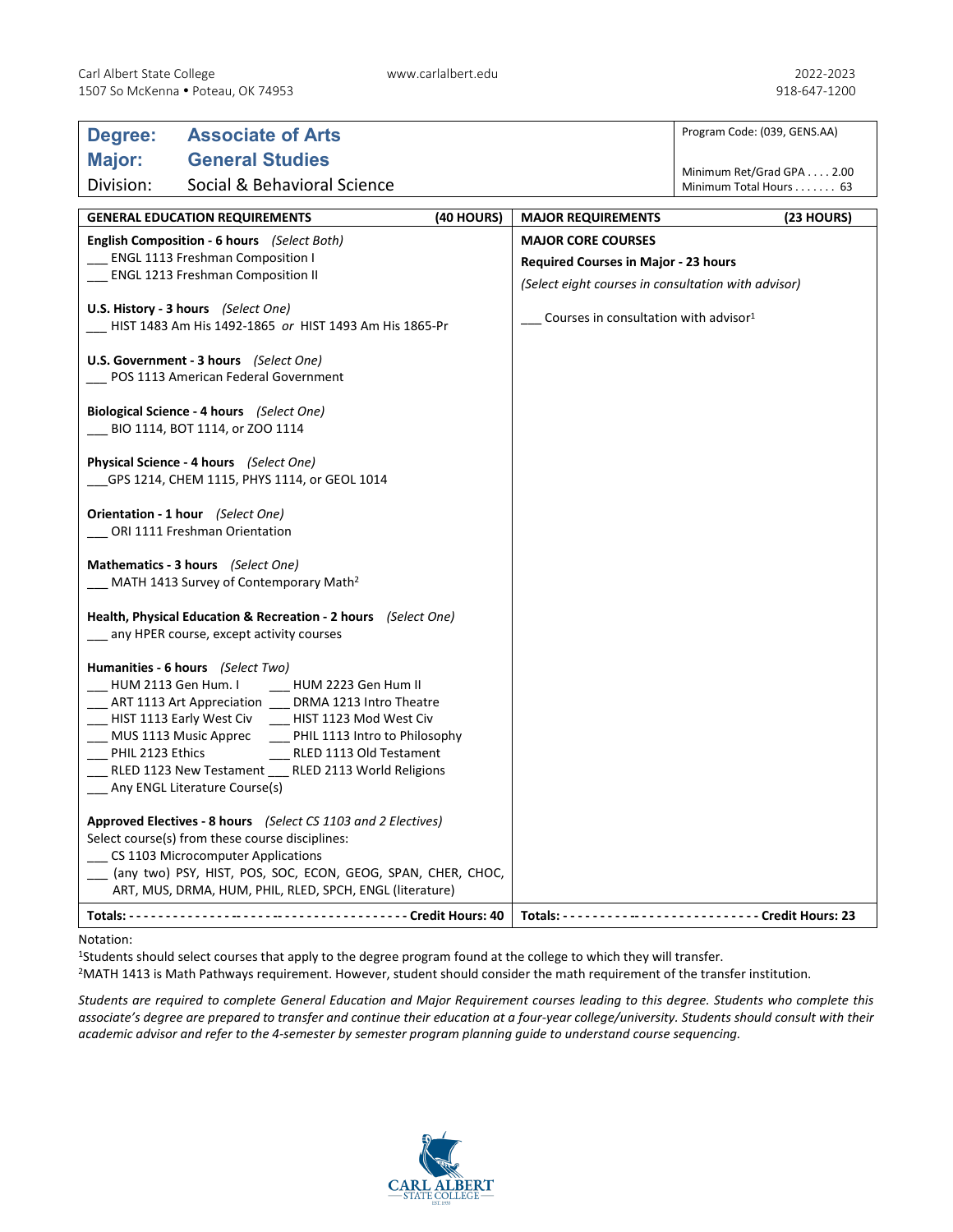Carl Albert State College
1507 So McKenna • Poteau, OK 74953

www.carlalbert.edu

2022-2023
918-647-1200

| **Degree:** | **Associate of Arts** | Program Code: (039, GENS.AA) |
|---|---|---|
| **Major:** | **General Studies** | Minimum Ret/Grad GPA . . . . 2.00 |
| Division: | Social & Behavioral Science | Minimum Total Hours . . . . . . . 63 |

## GENERAL EDUCATION REQUIREMENTS (40 HOURS)

**English Composition - 6 hours** *(Select Both)*
___ ENGL 1113 Freshman Composition I
___ ENGL 1213 Freshman Composition II

**U.S. History - 3 hours** *(Select One)*
___ HIST 1483 Am His 1492-1865 *or* HIST 1493 Am His 1865-Pr

**U.S. Government - 3 hours** *(Select One)*
___ POS 1113 American Federal Government

**Biological Science - 4 hours** *(Select One)*
___ BIO 1114, BOT 1114, or ZOO 1114

**Physical Science - 4 hours** *(Select One)*
___GPS 1214, CHEM 1115, PHYS 1114, or GEOL 1014

**Orientation - 1 hour** *(Select One)*
___ ORI 1111 Freshman Orientation

**Mathematics - 3 hours** *(Select One)*
___ MATH 1413 Survey of Contemporary Math[2]

**Health, Physical Education & Recreation - 2 hours** *(Select One)*
___ any HPER course, except activity courses

**Humanities - 6 hours** *(Select Two)*
___ HUM 2113 Gen Hum. I ___ HUM 2223 Gen Hum II
___ ART 1113 Art Appreciation ___ DRMA 1213 Intro Theatre
___ HIST 1113 Early West Civ ___ HIST 1123 Mod West Civ
___ MUS 1113 Music Apprec ___ PHIL 1113 Intro to Philosophy
___ PHIL 2123 Ethics ___ RLED 1113 Old Testament
___ RLED 1123 New Testament ___ RLED 2113 World Religions
___ Any ENGL Literature Course(s)

**Approved Electives - 8 hours** *(Select CS 1103 and 2 Electives)*
Select course(s) from these course disciplines:
___ CS 1103 Microcomputer Applications
___ (any two) PSY, HIST, POS, SOC, ECON, GEOG, SPAN, CHER, CHOC, ART, MUS, DRMA, HUM, PHIL, RLED, SPCH, ENGL (literature)

**Totals: - - - - - - - - - - - - - - - - - - - - - - - - - - - - - - - - - - - - - - Credit Hours: 40**

## MAJOR REQUIREMENTS (23 HOURS)

**MAJOR CORE COURSES**
**Required Courses in Major - 23 hours**
*(Select eight courses in consultation with advisor)*

___ Courses in consultation with advisor[1]

**Totals: - - - - - - - - - - - - - - - - - - - - - - - - - - Credit Hours: 23**

Notation:
[1]Students should select courses that apply to the degree program found at the college to which they will transfer.
[2]MATH 1413 is Math Pathways requirement. However, student should consider the math requirement of the transfer institution.

*Students are required to complete General Education and Major Requirement courses leading to this degree. Students who complete this associate's degree are prepared to transfer and continue their education at a four-year college/university. Students should consult with their academic advisor and refer to the 4-semester by semester program planning guide to understand course sequencing.*

CARL ALBERT
STATE COLLEGE
EST. 1934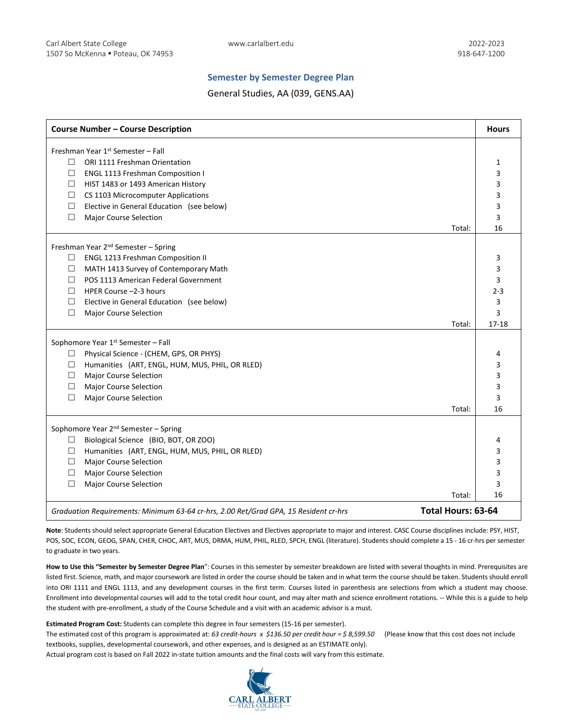Carl Albert State College
1507 So McKenna • Poteau, OK 74953

www.carlalbert.edu

2022-2023
918-647-1200

## Semester by Semester Degree Plan

General Studies, AA (039, GENS.AA)

| Course Number – Course Description | Hours |
|---|---|
| **Freshman Year 1st Semester – Fall** | |
| ☐ ORI 1111 Freshman Orientation | 1 |
| ☐ ENGL 1113 Freshman Composition I | 3 |
| ☐ HIST 1483 or 1493 American History | 3 |
| ☐ CS 1103 Microcomputer Applications | 3 |
| ☐ Elective in General Education (see below) | 3 |
| ☐ Major Course Selection | 3 |
| Total: | 16 |
| **Freshman Year 2nd Semester – Spring** | |
| ☐ ENGL 1213 Freshman Composition II | 3 |
| ☐ MATH 1413 Survey of Contemporary Math | 3 |
| ☐ POS 1113 American Federal Government | 3 |
| ☐ HPER Course –2-3 hours | 2-3 |
| ☐ Elective in General Education (see below) | 3 |
| ☐ Major Course Selection | 3 |
| Total: | 17-18 |
| **Sophomore Year 1st Semester – Fall** | |
| ☐ Physical Science - (CHEM, GPS, OR PHYS) | 4 |
| ☐ Humanities (ART, ENGL, HUM, MUS, PHIL, OR RLED) | 3 |
| ☐ Major Course Selection | 3 |
| ☐ Major Course Selection | 3 |
| ☐ Major Course Selection | 3 |
| Total: | 16 |
| **Sophomore Year 2nd Semester – Spring** | |
| ☐ Biological Science (BIO, BOT, OR ZOO) | 4 |
| ☐ Humanities (ART, ENGL, HUM, MUS, PHIL, OR RLED) | 3 |
| ☐ Major Course Selection | 3 |
| ☐ Major Course Selection | 3 |
| ☐ Major Course Selection | 3 |
| Total: | 16 |
| *Graduation Requirements: Minimum 63-64 cr-hrs, 2.00 Ret/Grad GPA, 15 Resident cr-hrs* | **Total Hours: 63-64** |

**Note**: Students should select appropriate General Education Electives and Electives appropriate to major and interest. CASC Course disciplines include: PSY, HIST, POS, SOC, ECON, GEOG, SPAN, CHER, CHOC, ART, MUS, DRMA, HUM, PHIL, RLED, SPCH, ENGL (literature). Students should complete a 15 - 16 cr-hrs per semester to graduate in two years.

**How to Use this "Semester by Semester Degree Plan"**: Courses in this semester by semester breakdown are listed with several thoughts in mind. Prerequisites are listed first. Science, math, and major coursework are listed in order the course should be taken and in what term the course should be taken. Students should enroll into ORI 1111 and ENGL 1113, and any development courses in the first term. Courses listed in parenthesis are selections from which a student may choose. Enrollment into developmental courses will add to the total credit hour count, and may alter math and science enrollment rotations. -- While this is a guide to help the student with pre-enrollment, a study of the Course Schedule and a visit with an academic advisor is a must.

**Estimated Program Cost:** Students can complete this degree in four semesters (15-16 per semester).
The estimated cost of this program is approximated at: *63 credit-hours x $136.50 per credit hour = $ 8,599.50* (Please know that this cost does not include textbooks, supplies, developmental coursework, and other expenses, and is designed as an ESTIMATE only).
Actual program cost is based on Fall 2022 in-state tuition amounts and the final costs will vary from this estimate.

CARL ALBERT STATE COLLEGE EST. 1933